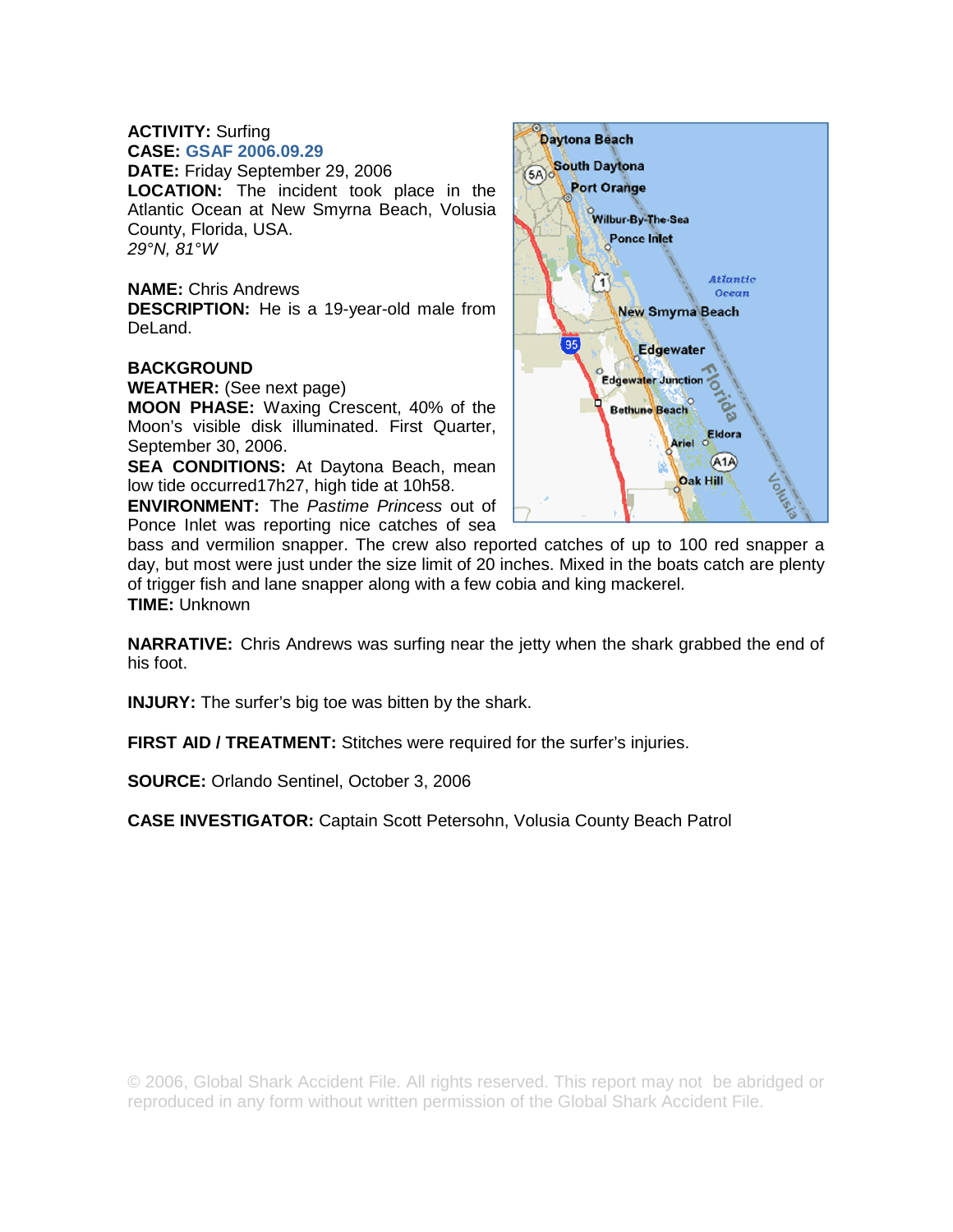**ACTIVITY:** Surfing
**CASE:** GSAF 2006.09.29
**DATE:** Friday September 29, 2006
**LOCATION:** The incident took place in the Atlantic Ocean at New Smyrna Beach, Volusia County, Florida, USA.
*29°N, 81°W*

**NAME:** Chris Andrews
**DESCRIPTION:** He is a 19-year-old male from DeLand.

**BACKGROUND**
**WEATHER:** (See next page)
**MOON PHASE:** Waxing Crescent, 40% of the Moon's visible disk illuminated. First Quarter, September 30, 2006.
**SEA CONDITIONS:** At Daytona Beach, mean low tide occurred17h27, high tide at 10h58.
**ENVIRONMENT:** The *Pastime Princess* out of Ponce Inlet was reporting nice catches of sea bass and vermilion snapper. The crew also reported catches of up to 100 red snapper a day, but most were just under the size limit of 20 inches. Mixed in the boats catch are plenty of trigger fish and lane snapper along with a few cobia and king mackerel.
**TIME:** Unknown

**NARRATIVE:** Chris Andrews was surfing near the jetty when the shark grabbed the end of his foot.

**INJURY:** The surfer's big toe was bitten by the shark.

**FIRST AID / TREATMENT:** Stitches were required for the surfer's injuries.

**SOURCE:** Orlando Sentinel, October 3, 2006

**CASE INVESTIGATOR:** Captain Scott Petersohn, Volusia County Beach Patrol

© 2006, Global Shark Accident File. All rights reserved. This report may not be abridged or reproduced in any form without written permission of the Global Shark Accident File.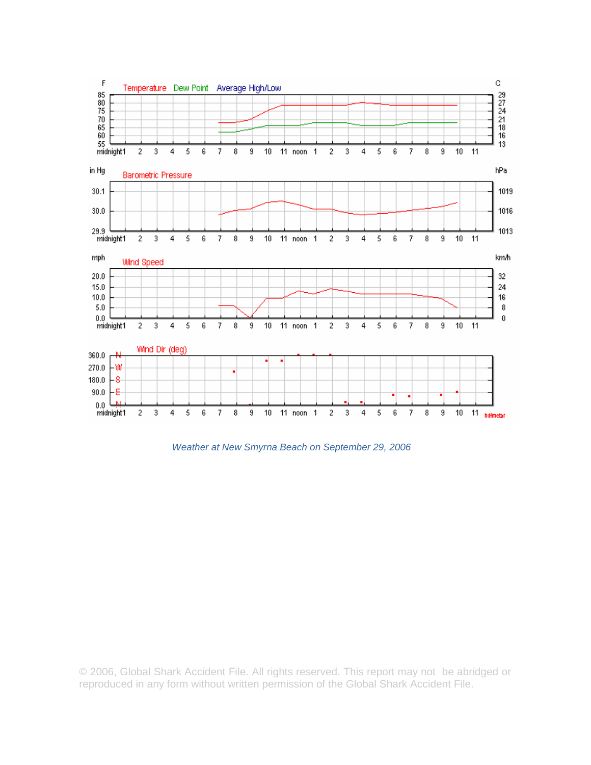F
Temperature Dew Point Average High/Low
C
85
80
75
70
65
60
55
29
27
24
21
18
16
13
midnight 1 2 3 4 5 6 7 8 9 10 11 noon 1 2 3 4 5 6 7 8 9 10 11

in Hg
Barometric Pressure
hPa
30.1
30.0
29.9
1019
1016
1013
midnight 1 2 3 4 5 6 7 8 9 10 11 noon 1 2 3 4 5 6 7 8 9 10 11

mph
Wind Speed
km/h
20.0
15.0
10.0
5.0
0.0
32
24
16
8
0
midnight 1 2 3 4 5 6 7 8 9 10 11 noon 1 2 3 4 5 6 7 8 9 10 11

Wind Dir (deg)
360.0 N
270.0 W
180.0 S
90.0 E
0.0 N
midnight 1 2 3 4 5 6 7 8 9 10 11 noon 1 2 3 4 5 6 7 8 9 10 11
hdfmetar

*Weather at New Smyrna Beach on September 29, 2006*

© 2006, Global Shark Accident File. All rights reserved. This report may not be abridged or reproduced in any form without written permission of the Global Shark Accident File.